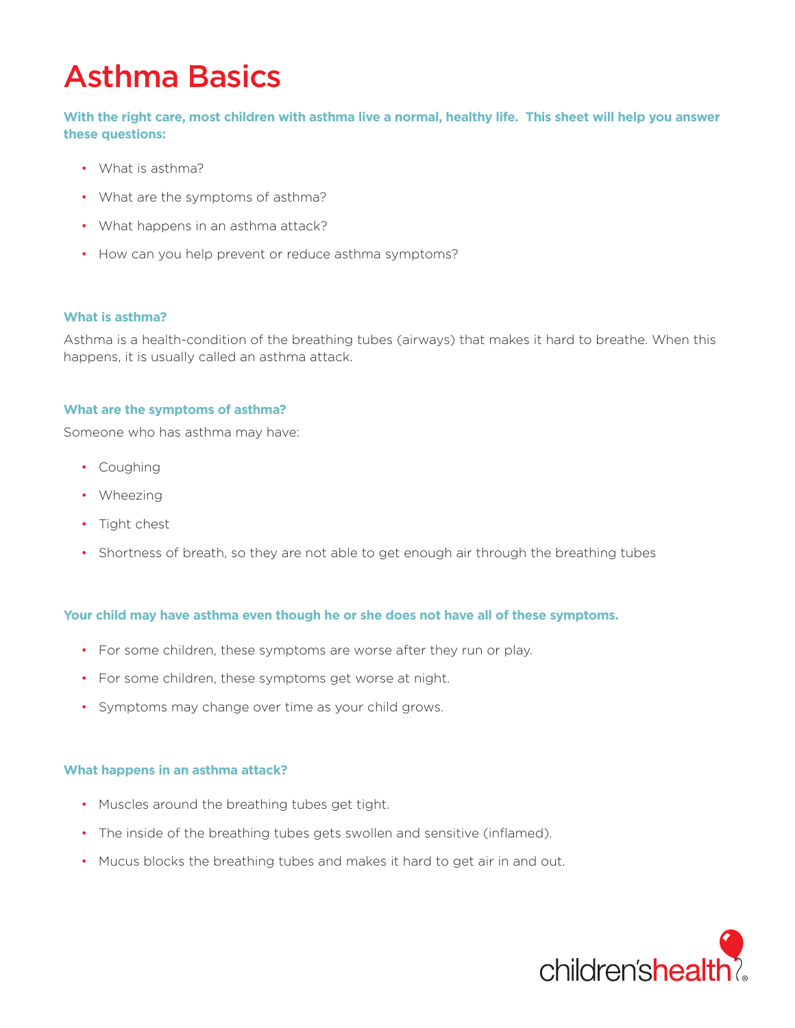# Asthma Basics

**With the right care, most children with asthma live a normal, healthy life. This sheet will help you answer these questions:**

- What is asthma?
- What are the symptoms of asthma?
- What happens in an asthma attack?
- How can you help prevent or reduce asthma symptoms?

### What is asthma?

Asthma is a health-condition of the breathing tubes (airways) that makes it hard to breathe. When this happens, it is usually called an asthma attack.

### What are the symptoms of asthma?

Someone who has asthma may have:

- Coughing
- Wheezing
- Tight chest
- Shortness of breath, so they are not able to get enough air through the breathing tubes

**Your child may have asthma even though he or she does not have all of these symptoms.**

- For some children, these symptoms are worse after they run or play.
- For some children, these symptoms get worse at night.
- Symptoms may change over time as your child grows.

### What happens in an asthma attack?

- Muscles around the breathing tubes get tight.
- The inside of the breathing tubes gets swollen and sensitive (inflamed).
- Mucus blocks the breathing tubes and makes it hard to get air in and out.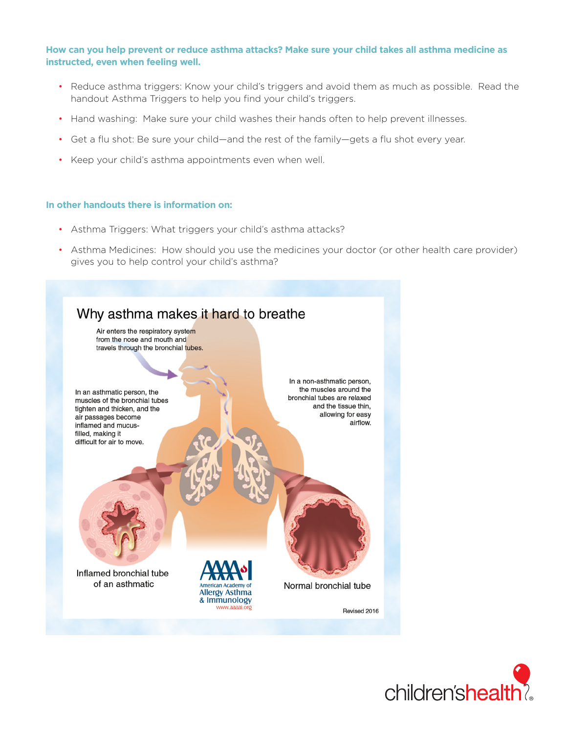**How can you help prevent or reduce asthma attacks? Make sure your child takes all asthma medicine as instructed, even when feeling well.**

- Reduce asthma triggers: Know your child's triggers and avoid them as much as possible. Read the handout Asthma Triggers to help you find your child's triggers.
- Hand washing: Make sure your child washes their hands often to help prevent illnesses.
- Get a flu shot: Be sure your child—and the rest of the family—gets a flu shot every year.
- Keep your child's asthma appointments even when well.

**In other handouts there is information on:**

- Asthma Triggers: What triggers your child's asthma attacks?
- Asthma Medicines: How should you use the medicines your doctor (or other health care provider) gives you to help control your child's asthma?

## Why asthma makes it hard to breathe

Air enters the respiratory system from the nose and mouth and travels through the bronchial tubes.

In an asthmatic person, the muscles of the bronchial tubes tighten and thicken, and the air passages become inflamed and mucus-filled, making it difficult for air to move.

In a non-asthmatic person, the muscles around the bronchial tubes are relaxed and the tissue thin, allowing for easy airflow.

Inflamed bronchial tube of an asthmatic

Normal bronchial tube

American Academy of Allergy Asthma & Immunology
www.aaaai.org

Revised 2016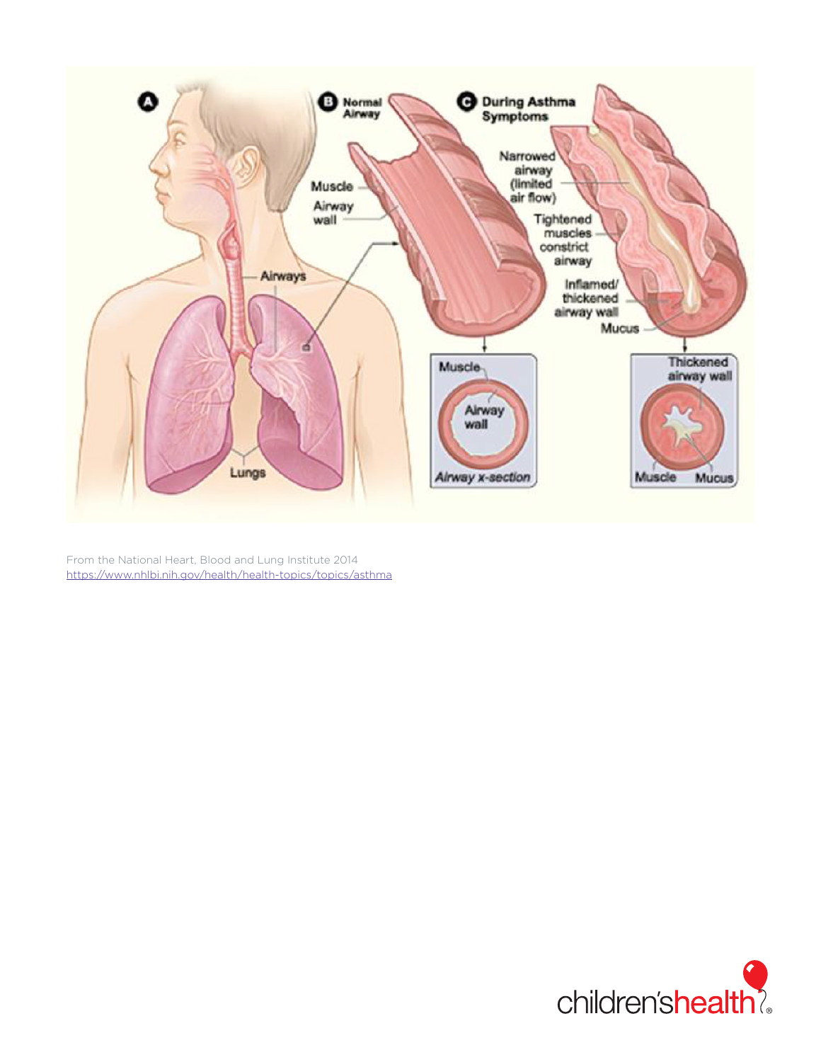A

B Normal Airway

Muscle

Airway wall

Airways

Lungs

C During Asthma Symptoms

Narrowed airway (limited air flow)

Tightened muscles constrict airway

Inflamed/ thickened airway wall

Mucus

Muscle

Airway wall

Airway x-section

Thickened airway wall

Muscle

Mucus

From the National Heart, Blood and Lung Institute 2014
https://www.nhlbi.nih.gov/health/health-topics/topics/asthma